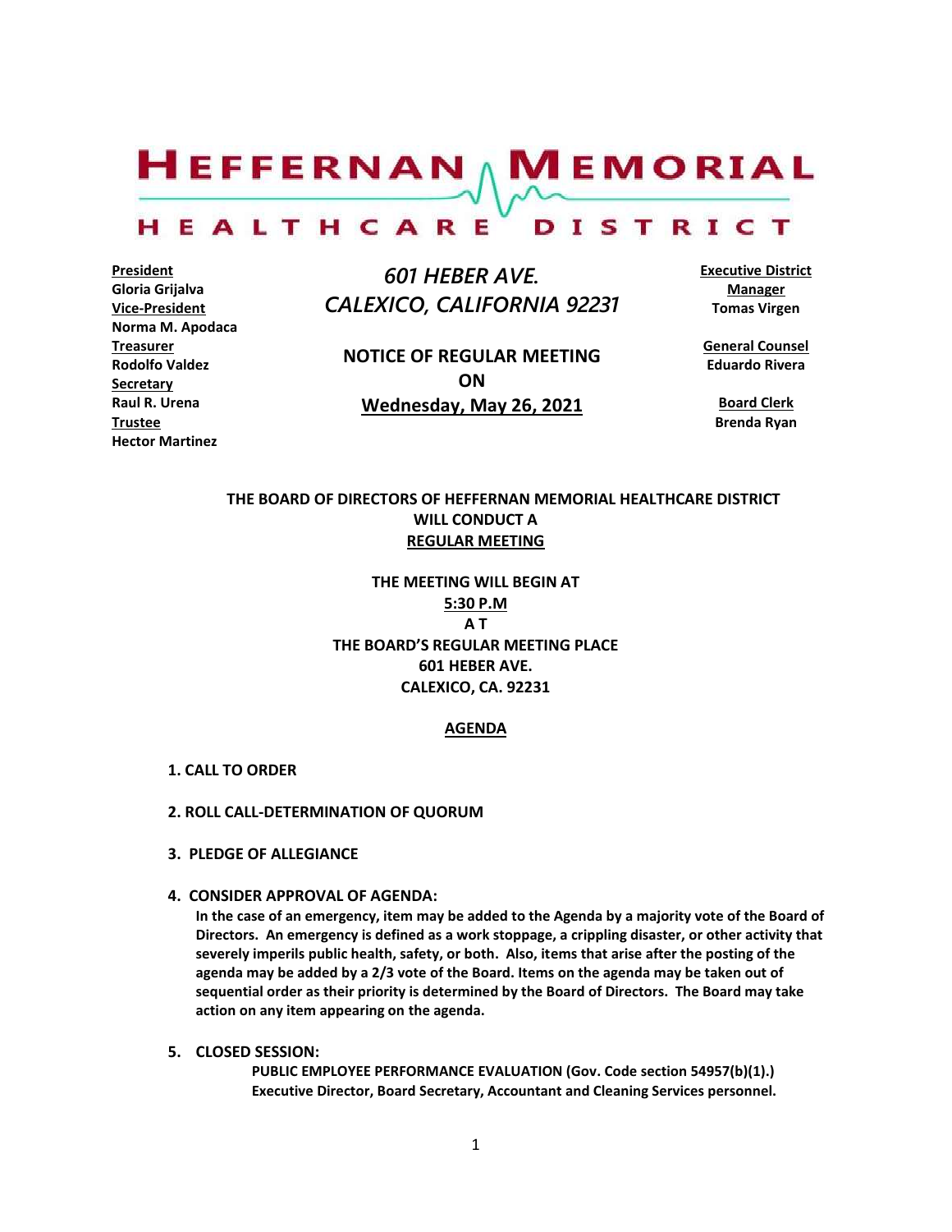# HEFFERNAN MEMORIAL HEALTHCARE DISTRICT

**President**
Gloria Grijalva
**Vice-President**
Norma M. Apodaca
**Treasurer**
Rodolfo Valdez
**Secretary**
Raul R. Urena
**Trustee**
Hector Martinez

*601 HEBER AVE.*
*CALEXICO, CALIFORNIA 92231*

**NOTICE OF REGULAR MEETING**
**ON**
**Wednesday, May 26, 2021**

**Executive District Manager**
Tomas Virgen

**General Counsel**
Eduardo Rivera

**Board Clerk**
Brenda Ryan

**THE BOARD OF DIRECTORS OF HEFFERNAN MEMORIAL HEALTHCARE DISTRICT WILL CONDUCT A REGULAR MEETING**

**THE MEETING WILL BEGIN AT**
**5:30 P.M**
**A T**
**THE BOARD'S REGULAR MEETING PLACE**
**601 HEBER AVE.**
**CALEXICO, CA. 92231**

## AGENDA

**1. CALL TO ORDER**

**2. ROLL CALL-DETERMINATION OF QUORUM**

**3. PLEDGE OF ALLEGIANCE**

**4. CONSIDER APPROVAL OF AGENDA:**

In the case of an emergency, item may be added to the Agenda by a majority vote of the Board of Directors. An emergency is defined as a work stoppage, a crippling disaster, or other activity that severely imperils public health, safety, or both. Also, items that arise after the posting of the agenda may be added by a 2/3 vote of the Board. Items on the agenda may be taken out of sequential order as their priority is determined by the Board of Directors. The Board may take action on any item appearing on the agenda.

**5. CLOSED SESSION:**

PUBLIC EMPLOYEE PERFORMANCE EVALUATION (Gov. Code section 54957(b)(1).)
Executive Director, Board Secretary, Accountant and Cleaning Services personnel.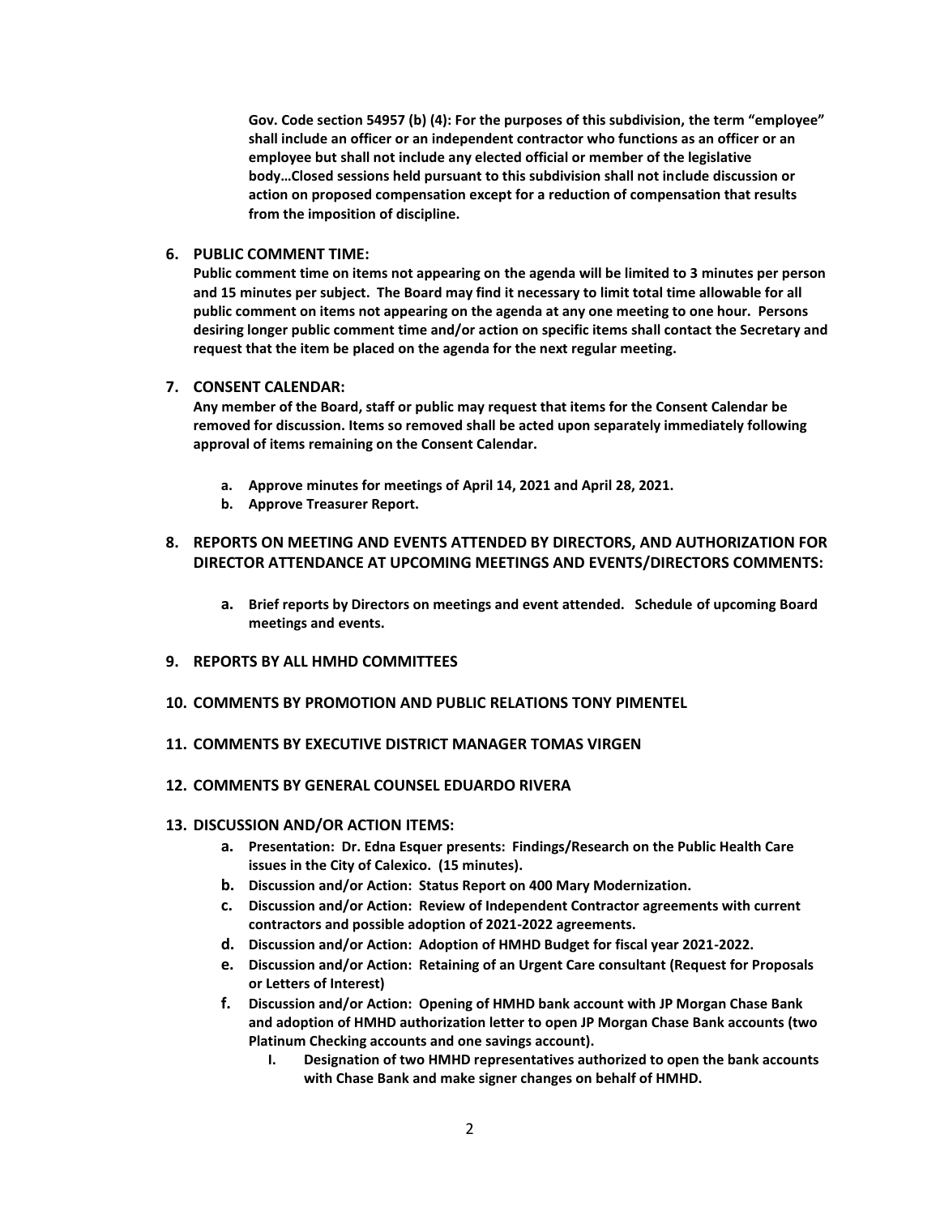**Gov. Code section 54957 (b) (4): For the purposes of this subdivision, the term "employee" shall include an officer or an independent contractor who functions as an officer or an employee but shall not include any elected official or member of the legislative body…Closed sessions held pursuant to this subdivision shall not include discussion or action on proposed compensation except for a reduction of compensation that results from the imposition of discipline.**

**6. PUBLIC COMMENT TIME:**

**Public comment time on items not appearing on the agenda will be limited to 3 minutes per person and 15 minutes per subject. The Board may find it necessary to limit total time allowable for all public comment on items not appearing on the agenda at any one meeting to one hour. Persons desiring longer public comment time and/or action on specific items shall contact the Secretary and request that the item be placed on the agenda for the next regular meeting.**

**7. CONSENT CALENDAR:**

**Any member of the Board, staff or public may request that items for the Consent Calendar be removed for discussion. Items so removed shall be acted upon separately immediately following approval of items remaining on the Consent Calendar.**

- **a. Approve minutes for meetings of April 14, 2021 and April 28, 2021.**
- **b. Approve Treasurer Report.**

**8. REPORTS ON MEETING AND EVENTS ATTENDED BY DIRECTORS, AND AUTHORIZATION FOR DIRECTOR ATTENDANCE AT UPCOMING MEETINGS AND EVENTS/DIRECTORS COMMENTS:**

- **a. Brief reports by Directors on meetings and event attended. Schedule of upcoming Board meetings and events.**

**9. REPORTS BY ALL HMHD COMMITTEES**

**10. COMMENTS BY PROMOTION AND PUBLIC RELATIONS TONY PIMENTEL**

**11. COMMENTS BY EXECUTIVE DISTRICT MANAGER TOMAS VIRGEN**

**12. COMMENTS BY GENERAL COUNSEL EDUARDO RIVERA**

**13. DISCUSSION AND/OR ACTION ITEMS:**

- **a. Presentation: Dr. Edna Esquer presents: Findings/Research on the Public Health Care issues in the City of Calexico. (15 minutes).**
- **b. Discussion and/or Action: Status Report on 400 Mary Modernization.**
- **c. Discussion and/or Action: Review of Independent Contractor agreements with current contractors and possible adoption of 2021-2022 agreements.**
- **d. Discussion and/or Action: Adoption of HMHD Budget for fiscal year 2021-2022.**
- **e. Discussion and/or Action: Retaining of an Urgent Care consultant (Request for Proposals or Letters of Interest)**
- **f. Discussion and/or Action: Opening of HMHD bank account with JP Morgan Chase Bank and adoption of HMHD authorization letter to open JP Morgan Chase Bank accounts (two Platinum Checking accounts and one savings account).**
  - **I. Designation of two HMHD representatives authorized to open the bank accounts with Chase Bank and make signer changes on behalf of HMHD.**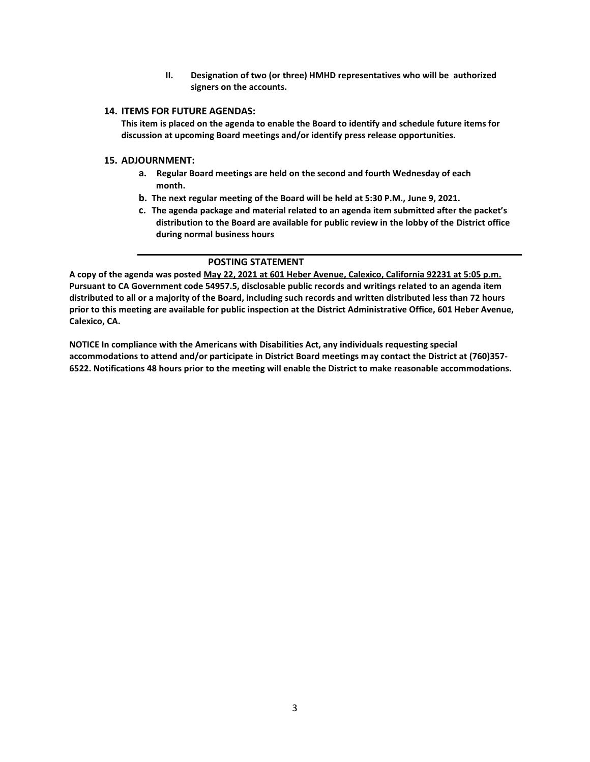**II. Designation of two (or three) HMHD representatives who will be authorized signers on the accounts.**

**14. ITEMS FOR FUTURE AGENDAS:**

**This item is placed on the agenda to enable the Board to identify and schedule future items for discussion at upcoming Board meetings and/or identify press release opportunities.**

**15. ADJOURNMENT:**

- **a. Regular Board meetings are held on the second and fourth Wednesday of each month.**
- **b. The next regular meeting of the Board will be held at 5:30 P.M., June 9, 2021.**
- **c. The agenda package and material related to an agenda item submitted after the packet's distribution to the Board are available for public review in the lobby of the District office during normal business hours**

---

**POSTING STATEMENT**

**A copy of the agenda was posted May 22, 2021 at 601 Heber Avenue, Calexico, California 92231 at 5:05 p.m. Pursuant to CA Government code 54957.5, disclosable public records and writings related to an agenda item distributed to all or a majority of the Board, including such records and written distributed less than 72 hours prior to this meeting are available for public inspection at the District Administrative Office, 601 Heber Avenue, Calexico, CA.**

**NOTICE In compliance with the Americans with Disabilities Act, any individuals requesting special accommodations to attend and/or participate in District Board meetings may contact the District at (760)357-6522. Notifications 48 hours prior to the meeting will enable the District to make reasonable accommodations.**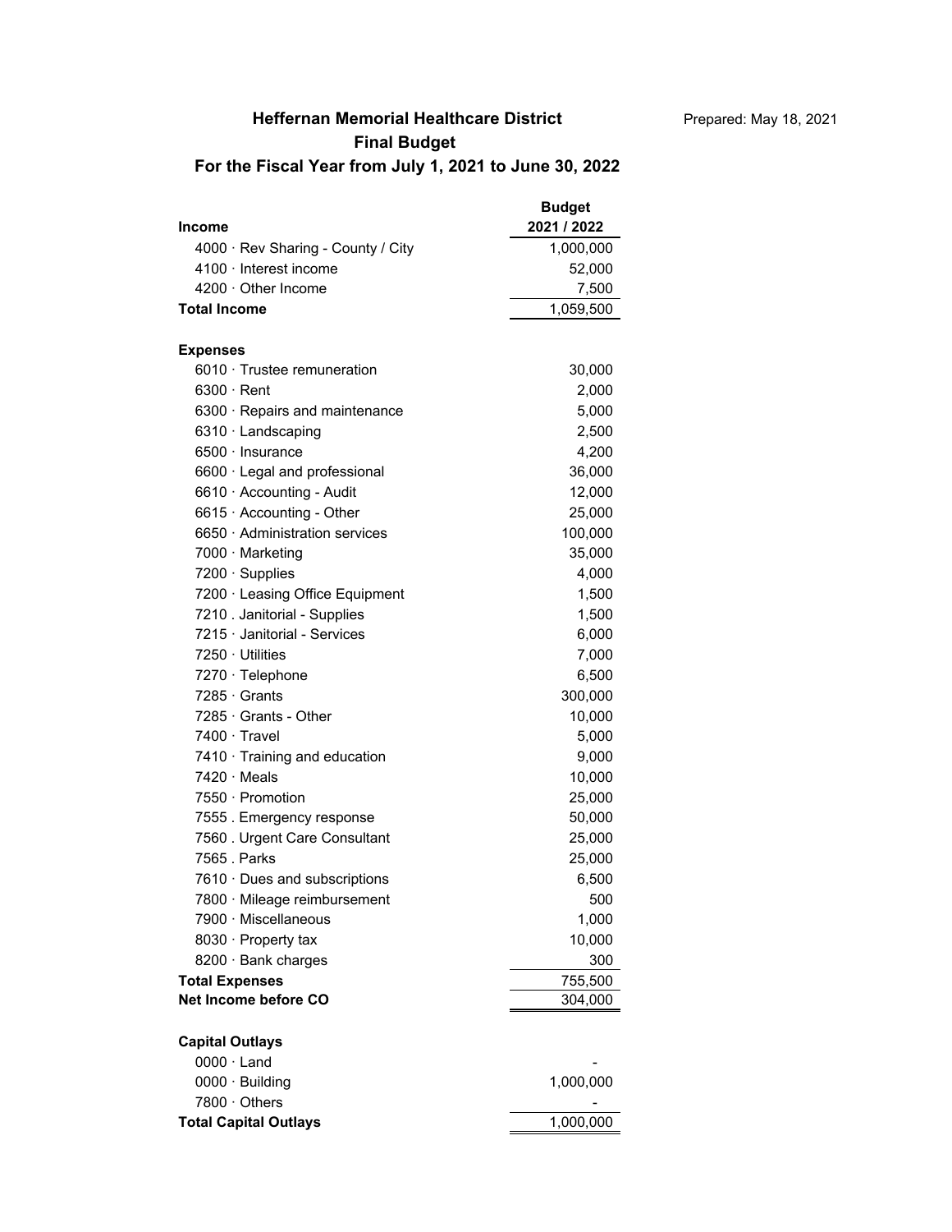# Heffernan Memorial Healthcare District

Prepared: May 18, 2021

## Final Budget

## For the Fiscal Year from July 1, 2021 to June 30, 2022

| Income | Budget 2021 / 2022 |
|---|---|
| 4000 · Rev Sharing - County / City | 1,000,000 |
| 4100 · Interest income | 52,000 |
| 4200 · Other Income | 7,500 |
| **Total Income** | 1,059,500 |
| | |
| **Expenses** | |
| 6010 · Trustee remuneration | 30,000 |
| 6300 · Rent | 2,000 |
| 6300 · Repairs and maintenance | 5,000 |
| 6310 · Landscaping | 2,500 |
| 6500 · Insurance | 4,200 |
| 6600 · Legal and professional | 36,000 |
| 6610 · Accounting - Audit | 12,000 |
| 6615 · Accounting - Other | 25,000 |
| 6650 · Administration services | 100,000 |
| 7000 · Marketing | 35,000 |
| 7200 · Supplies | 4,000 |
| 7200 · Leasing Office Equipment | 1,500 |
| 7210 . Janitorial - Supplies | 1,500 |
| 7215 · Janitorial - Services | 6,000 |
| 7250 · Utilities | 7,000 |
| 7270 · Telephone | 6,500 |
| 7285 · Grants | 300,000 |
| 7285 · Grants - Other | 10,000 |
| 7400 · Travel | 5,000 |
| 7410 · Training and education | 9,000 |
| 7420 · Meals | 10,000 |
| 7550 · Promotion | 25,000 |
| 7555 . Emergency response | 50,000 |
| 7560 . Urgent Care Consultant | 25,000 |
| 7565 . Parks | 25,000 |
| 7610 · Dues and subscriptions | 6,500 |
| 7800 · Mileage reimbursement | 500 |
| 7900 · Miscellaneous | 1,000 |
| 8030 · Property tax | 10,000 |
| 8200 · Bank charges | 300 |
| **Total Expenses** | 755,500 |
| **Net Income before CO** | 304,000 |
| | |
| **Capital Outlays** | |
| 0000 · Land | - |
| 0000 · Building | 1,000,000 |
| 7800 · Others | - |
| **Total Capital Outlays** | 1,000,000 |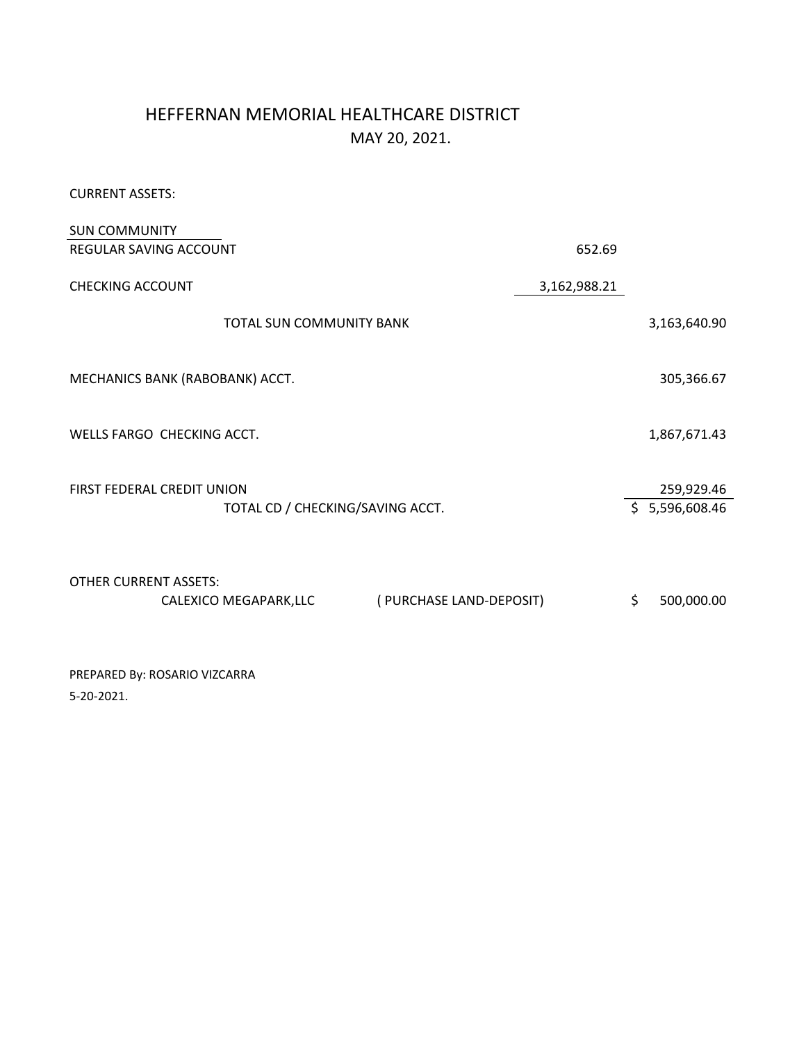# HEFFERNAN MEMORIAL HEALTHCARE DISTRICT

MAY 20, 2021.

CURRENT ASSETS:

| | | |
|---|---|---|
| SUN COMMUNITY | | |
| REGULAR SAVING ACCOUNT | 652.69 | |
| CHECKING ACCOUNT | 3,162,988.21 | |
| TOTAL SUN COMMUNITY BANK | | 3,163,640.90 |
| MECHANICS BANK (RABOBANK) ACCT. | | 305,366.67 |
| WELLS FARGO CHECKING ACCT. | | 1,867,671.43 |
| FIRST FEDERAL CREDIT UNION | | 259,929.46 |
| TOTAL CD / CHECKING/SAVING ACCT. | | $ 5,596,608.46 |

OTHER CURRENT ASSETS:

| | | |
|---|---|---|
| CALEXICO MEGAPARK,LLC | ( PURCHASE LAND-DEPOSIT) | $ 500,000.00 |

PREPARED By: ROSARIO VIZCARRA

5-20-2021.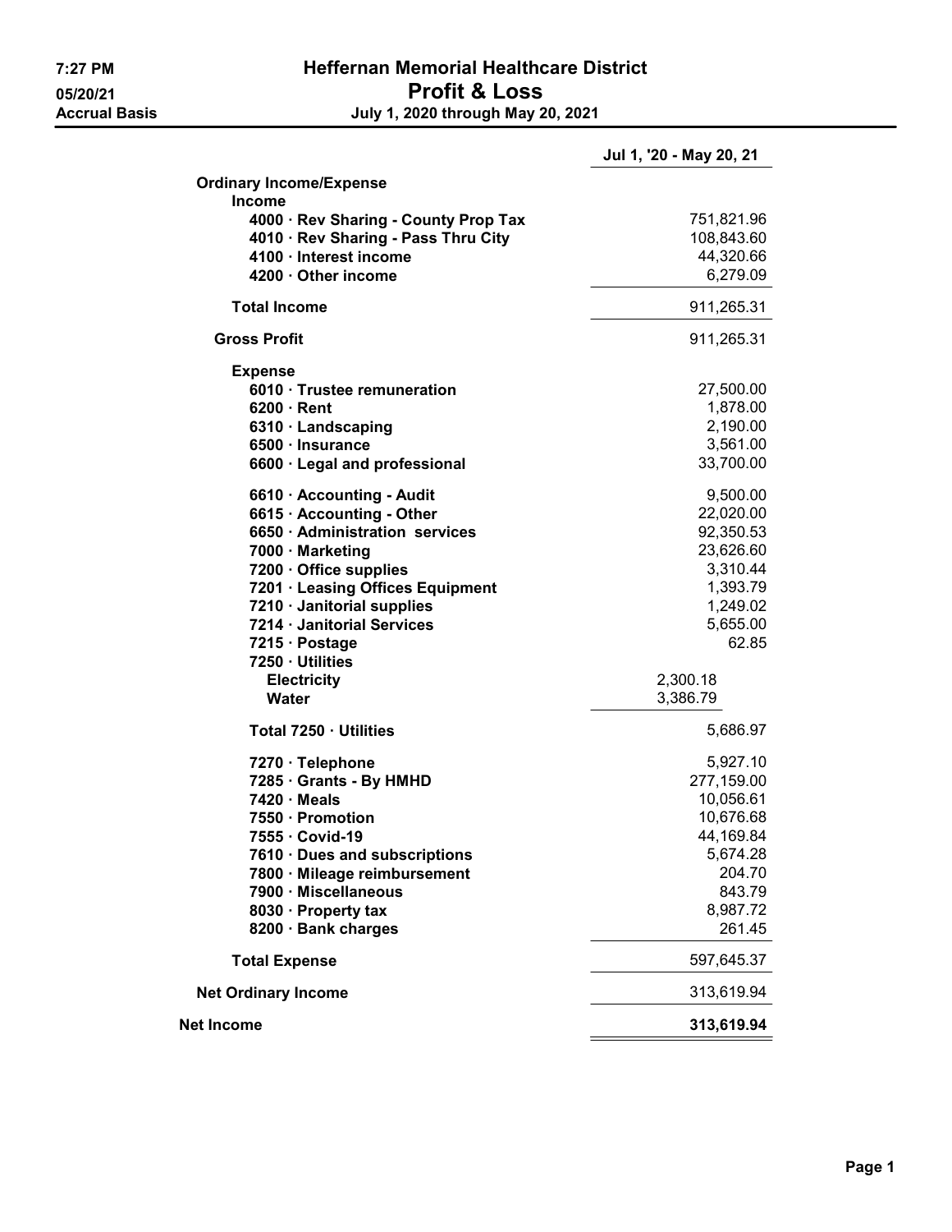7:27 PM
05/20/21
Accrual Basis

# Heffernan Memorial Healthcare District
## Profit & Loss
### July 1, 2020 through May 20, 2021

| | | Jul 1, '20 - May 20, 21 |
|---|---|---|
| **Ordinary Income/Expense** | | |
| **Income** | | |
| **4000 · Rev Sharing - County Prop Tax** | | 751,821.96 |
| **4010 · Rev Sharing - Pass Thru City** | | 108,843.60 |
| **4100 · Interest income** | | 44,320.66 |
| **4200 · Other income** | | 6,279.09 |
| **Total Income** | | 911,265.31 |
| **Gross Profit** | | 911,265.31 |
| **Expense** | | |
| **6010 · Trustee remuneration** | | 27,500.00 |
| **6200 · Rent** | | 1,878.00 |
| **6310 · Landscaping** | | 2,190.00 |
| **6500 · Insurance** | | 3,561.00 |
| **6600 · Legal and professional** | | 33,700.00 |
| **6610 · Accounting - Audit** | | 9,500.00 |
| **6615 · Accounting - Other** | | 22,020.00 |
| **6650 · Administration services** | | 92,350.53 |
| **7000 · Marketing** | | 23,626.60 |
| **7200 · Office supplies** | | 3,310.44 |
| **7201 · Leasing Offices Equipment** | | 1,393.79 |
| **7210 · Janitorial supplies** | | 1,249.02 |
| **7214 · Janitorial Services** | | 5,655.00 |
| **7215 · Postage** | | 62.85 |
| **7250 · Utilities** | | |
| **Electricity** | 2,300.18 | |
| **Water** | 3,386.79 | |
| **Total 7250 · Utilities** | | 5,686.97 |
| **7270 · Telephone** | | 5,927.10 |
| **7285 · Grants - By HMHD** | | 277,159.00 |
| **7420 · Meals** | | 10,056.61 |
| **7550 · Promotion** | | 10,676.68 |
| **7555 · Covid-19** | | 44,169.84 |
| **7610 · Dues and subscriptions** | | 5,674.28 |
| **7800 · Mileage reimbursement** | | 204.70 |
| **7900 · Miscellaneous** | | 843.79 |
| **8030 · Property tax** | | 8,987.72 |
| **8200 · Bank charges** | | 261.45 |
| **Total Expense** | | 597,645.37 |
| **Net Ordinary Income** | | 313,619.94 |
| **Net Income** | | **313,619.94** |